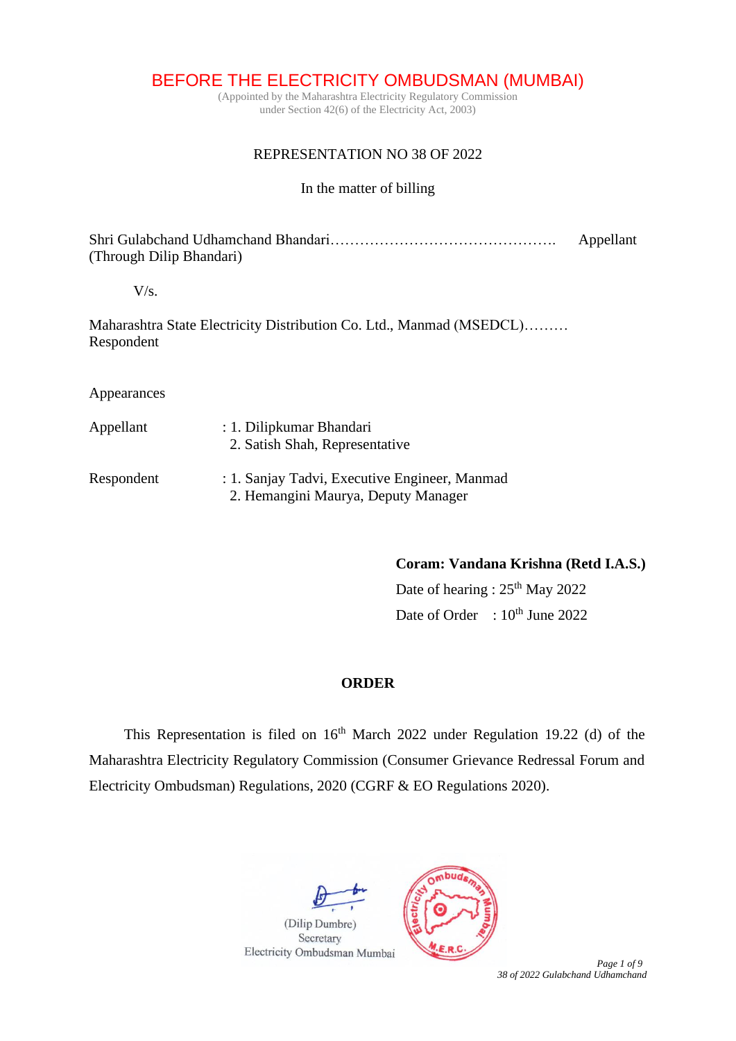# BEFORE THE ELECTRICITY OMBUDSMAN (MUMBAI)

(Appointed by the Maharashtra Electricity Regulatory Commission under Section 42(6) of the Electricity Act, 2003)

REPRESENTATION NO 38 OF 2022

In the matter of billing

Shri Gulabchand Udhamchand Bhandari………………………………………. Appellant
(Through Dilip Bhandari)

V/s.

Maharashtra State Electricity Distribution Co. Ltd., Manmad (MSEDCL)……… Respondent

Appearances

Appellant : 1. Dilipkumar Bhandari
2. Satish Shah, Representative

Respondent : 1. Sanjay Tadvi, Executive Engineer, Manmad
2. Hemangini Maurya, Deputy Manager

**Coram: Vandana Krishna (Retd I.A.S.)**

Date of hearing : 25th May 2022

Date of Order : 10th June 2022

## ORDER

This Representation is filed on 16th March 2022 under Regulation 19.22 (d) of the Maharashtra Electricity Regulatory Commission (Consumer Grievance Redressal Forum and Electricity Ombudsman) Regulations, 2020 (CGRF & EO Regulations 2020).

(Dilip Dumbre)
Secretary
Electricity Ombudsman Mumbai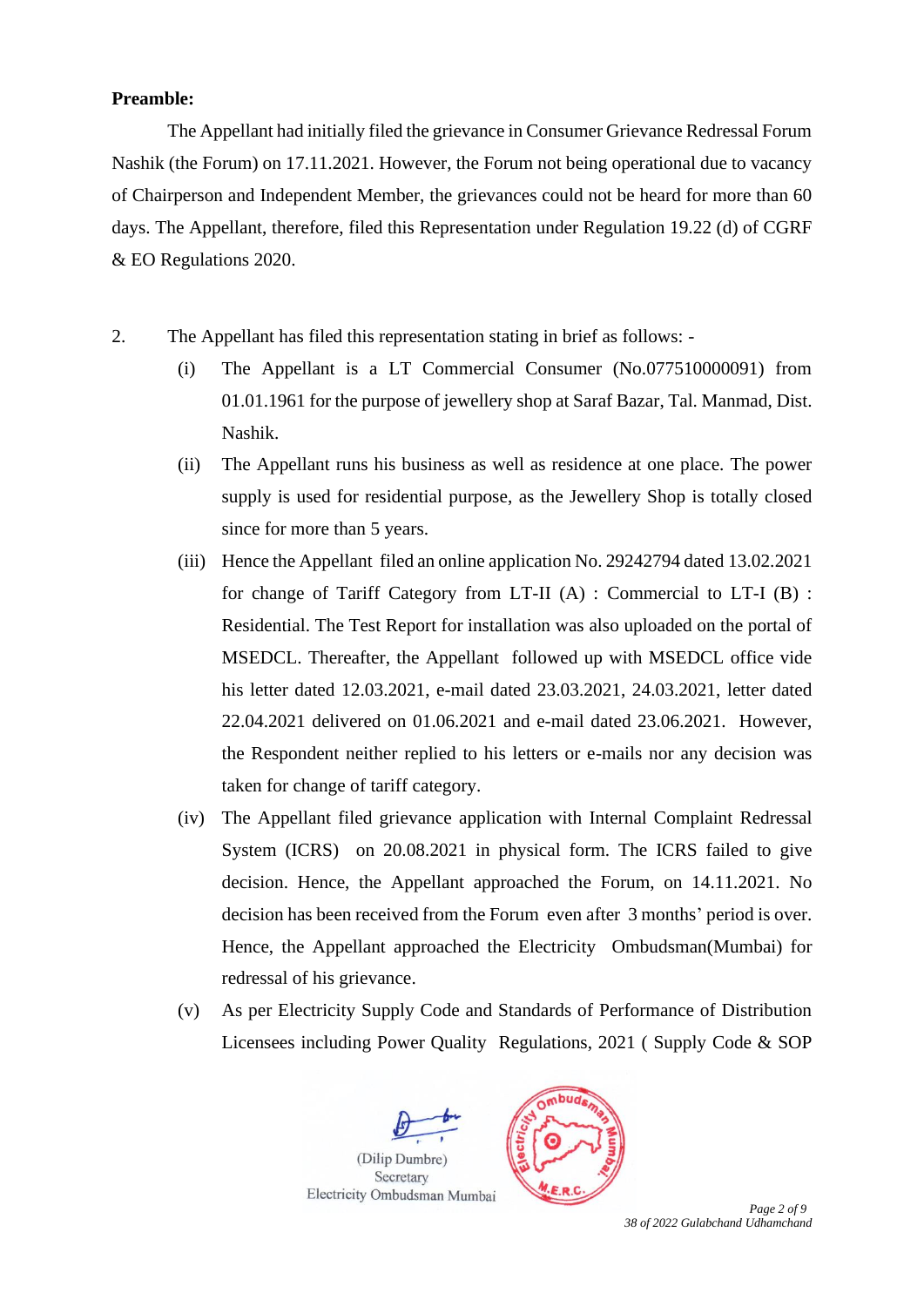**Preamble:**

The Appellant had initially filed the grievance in Consumer Grievance Redressal Forum Nashik (the Forum) on 17.11.2021. However, the Forum not being operational due to vacancy of Chairperson and Independent Member, the grievances could not be heard for more than 60 days. The Appellant, therefore, filed this Representation under Regulation 19.22 (d) of CGRF & EO Regulations 2020.

2. The Appellant has filed this representation stating in brief as follows: -

(i) The Appellant is a LT Commercial Consumer (No.077510000091) from 01.01.1961 for the purpose of jewellery shop at Saraf Bazar, Tal. Manmad, Dist. Nashik.

(ii) The Appellant runs his business as well as residence at one place. The power supply is used for residential purpose, as the Jewellery Shop is totally closed since for more than 5 years.

(iii) Hence the Appellant filed an online application No. 29242794 dated 13.02.2021 for change of Tariff Category from LT-II (A) : Commercial to LT-I (B) : Residential. The Test Report for installation was also uploaded on the portal of MSEDCL. Thereafter, the Appellant followed up with MSEDCL office vide his letter dated 12.03.2021, e-mail dated 23.03.2021, 24.03.2021, letter dated 22.04.2021 delivered on 01.06.2021 and e-mail dated 23.06.2021. However, the Respondent neither replied to his letters or e-mails nor any decision was taken for change of tariff category.

(iv) The Appellant filed grievance application with Internal Complaint Redressal System (ICRS) on 20.08.2021 in physical form. The ICRS failed to give decision. Hence, the Appellant approached the Forum, on 14.11.2021. No decision has been received from the Forum even after 3 months' period is over. Hence, the Appellant approached the Electricity Ombudsman(Mumbai) for redressal of his grievance.

(v) As per Electricity Supply Code and Standards of Performance of Distribution Licensees including Power Quality Regulations, 2021 ( Supply Code & SOP

(Dilip Dumbre)
Secretary
Electricity Ombudsman Mumbai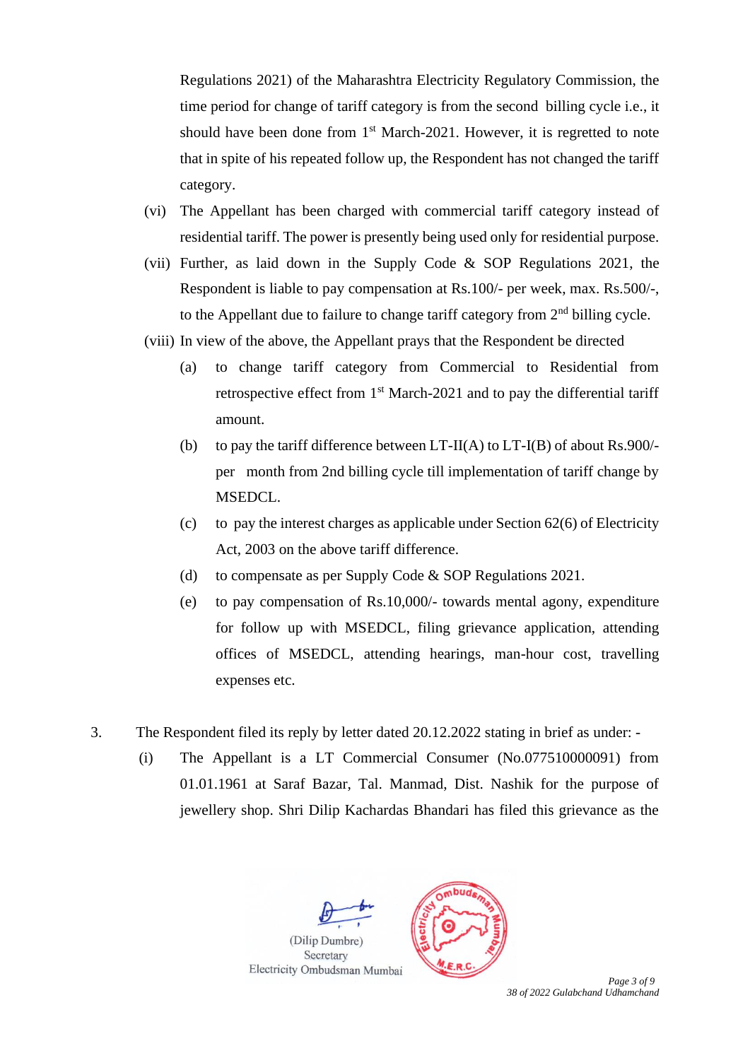Regulations 2021) of the Maharashtra Electricity Regulatory Commission, the time period for change of tariff category is from the second billing cycle i.e., it should have been done from 1st March-2021. However, it is regretted to note that in spite of his repeated follow up, the Respondent has not changed the tariff category.

(vi) The Appellant has been charged with commercial tariff category instead of residential tariff. The power is presently being used only for residential purpose.

(vii) Further, as laid down in the Supply Code & SOP Regulations 2021, the Respondent is liable to pay compensation at Rs.100/- per week, max. Rs.500/-, to the Appellant due to failure to change tariff category from 2nd billing cycle.

(viii) In view of the above, the Appellant prays that the Respondent be directed

  (a) to change tariff category from Commercial to Residential from retrospective effect from 1st March-2021 and to pay the differential tariff amount.

  (b) to pay the tariff difference between LT-II(A) to LT-I(B) of about Rs.900/- per month from 2nd billing cycle till implementation of tariff change by MSEDCL.

  (c) to pay the interest charges as applicable under Section 62(6) of Electricity Act, 2003 on the above tariff difference.

  (d) to compensate as per Supply Code & SOP Regulations 2021.

  (e) to pay compensation of Rs.10,000/- towards mental agony, expenditure for follow up with MSEDCL, filing grievance application, attending offices of MSEDCL, attending hearings, man-hour cost, travelling expenses etc.

3. The Respondent filed its reply by letter dated 20.12.2022 stating in brief as under: -

(i) The Appellant is a LT Commercial Consumer (No.077510000091) from 01.01.1961 at Saraf Bazar, Tal. Manmad, Dist. Nashik for the purpose of jewellery shop. Shri Dilip Kachardas Bhandari has filed this grievance as the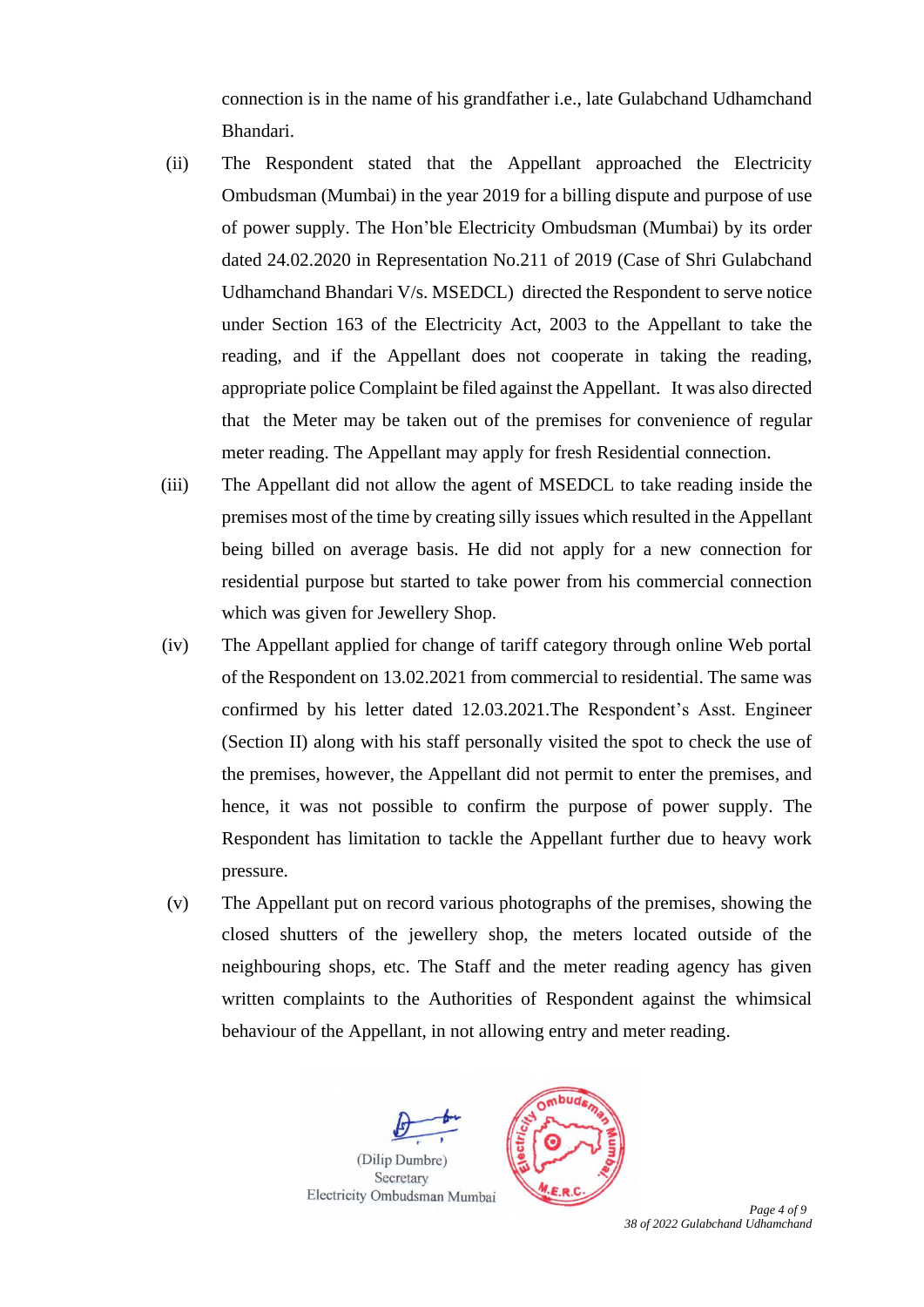connection is in the name of his grandfather i.e., late Gulabchand Udhamchand Bhandari.

(ii) The Respondent stated that the Appellant approached the Electricity Ombudsman (Mumbai) in the year 2019 for a billing dispute and purpose of use of power supply. The Hon'ble Electricity Ombudsman (Mumbai) by its order dated 24.02.2020 in Representation No.211 of 2019 (Case of Shri Gulabchand Udhamchand Bhandari V/s. MSEDCL) directed the Respondent to serve notice under Section 163 of the Electricity Act, 2003 to the Appellant to take the reading, and if the Appellant does not cooperate in taking the reading, appropriate police Complaint be filed against the Appellant. It was also directed that the Meter may be taken out of the premises for convenience of regular meter reading. The Appellant may apply for fresh Residential connection.

(iii) The Appellant did not allow the agent of MSEDCL to take reading inside the premises most of the time by creating silly issues which resulted in the Appellant being billed on average basis. He did not apply for a new connection for residential purpose but started to take power from his commercial connection which was given for Jewellery Shop.

(iv) The Appellant applied for change of tariff category through online Web portal of the Respondent on 13.02.2021 from commercial to residential. The same was confirmed by his letter dated 12.03.2021.The Respondent's Asst. Engineer (Section II) along with his staff personally visited the spot to check the use of the premises, however, the Appellant did not permit to enter the premises, and hence, it was not possible to confirm the purpose of power supply. The Respondent has limitation to tackle the Appellant further due to heavy work pressure.

(v) The Appellant put on record various photographs of the premises, showing the closed shutters of the jewellery shop, the meters located outside of the neighbouring shops, etc. The Staff and the meter reading agency has given written complaints to the Authorities of Respondent against the whimsical behaviour of the Appellant, in not allowing entry and meter reading.

(Dilip Dumbre)
Secretary
Electricity Ombudsman Mumbai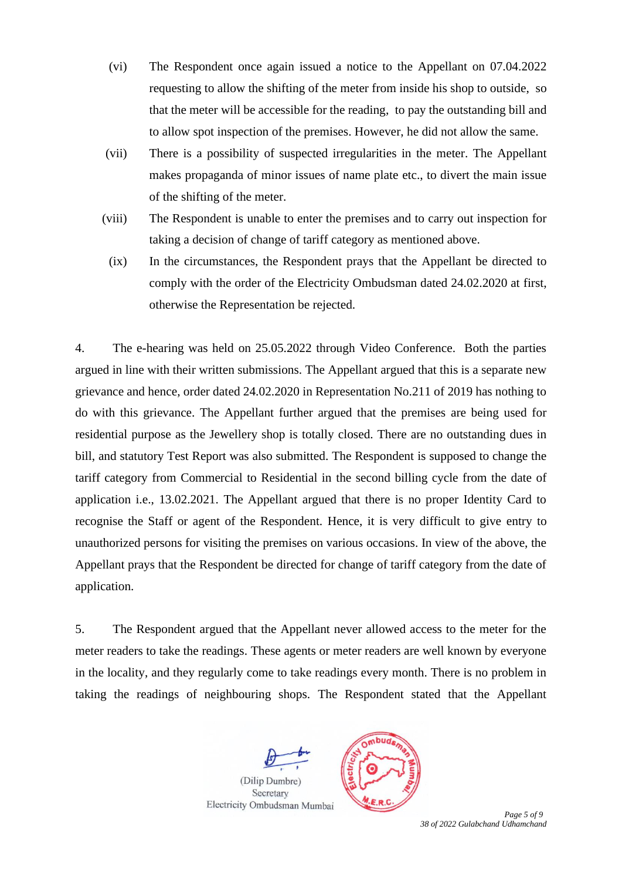(vi) The Respondent once again issued a notice to the Appellant on 07.04.2022 requesting to allow the shifting of the meter from inside his shop to outside, so that the meter will be accessible for the reading, to pay the outstanding bill and to allow spot inspection of the premises. However, he did not allow the same.

(vii) There is a possibility of suspected irregularities in the meter. The Appellant makes propaganda of minor issues of name plate etc., to divert the main issue of the shifting of the meter.

(viii) The Respondent is unable to enter the premises and to carry out inspection for taking a decision of change of tariff category as mentioned above.

(ix) In the circumstances, the Respondent prays that the Appellant be directed to comply with the order of the Electricity Ombudsman dated 24.02.2020 at first, otherwise the Representation be rejected.

4. The e-hearing was held on 25.05.2022 through Video Conference. Both the parties argued in line with their written submissions. The Appellant argued that this is a separate new grievance and hence, order dated 24.02.2020 in Representation No.211 of 2019 has nothing to do with this grievance. The Appellant further argued that the premises are being used for residential purpose as the Jewellery shop is totally closed. There are no outstanding dues in bill, and statutory Test Report was also submitted. The Respondent is supposed to change the tariff category from Commercial to Residential in the second billing cycle from the date of application i.e., 13.02.2021. The Appellant argued that there is no proper Identity Card to recognise the Staff or agent of the Respondent. Hence, it is very difficult to give entry to unauthorized persons for visiting the premises on various occasions. In view of the above, the Appellant prays that the Respondent be directed for change of tariff category from the date of application.

5. The Respondent argued that the Appellant never allowed access to the meter for the meter readers to take the readings. These agents or meter readers are well known by everyone in the locality, and they regularly come to take readings every month. There is no problem in taking the readings of neighbouring shops. The Respondent stated that the Appellant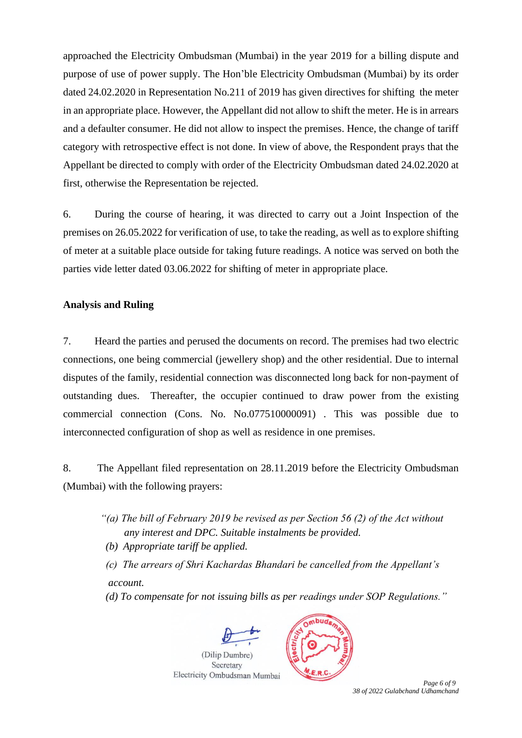approached the Electricity Ombudsman (Mumbai) in the year 2019 for a billing dispute and purpose of use of power supply. The Hon'ble Electricity Ombudsman (Mumbai) by its order dated 24.02.2020 in Representation No.211 of 2019 has given directives for shifting the meter in an appropriate place. However, the Appellant did not allow to shift the meter. He is in arrears and a defaulter consumer. He did not allow to inspect the premises. Hence, the change of tariff category with retrospective effect is not done. In view of above, the Respondent prays that the Appellant be directed to comply with order of the Electricity Ombudsman dated 24.02.2020 at first, otherwise the Representation be rejected.

6. During the course of hearing, it was directed to carry out a Joint Inspection of the premises on 26.05.2022 for verification of use, to take the reading, as well as to explore shifting of meter at a suitable place outside for taking future readings. A notice was served on both the parties vide letter dated 03.06.2022 for shifting of meter in appropriate place.

**Analysis and Ruling**

7. Heard the parties and perused the documents on record. The premises had two electric connections, one being commercial (jewellery shop) and the other residential. Due to internal disputes of the family, residential connection was disconnected long back for non-payment of outstanding dues. Thereafter, the occupier continued to draw power from the existing commercial connection (Cons. No. No.077510000091) . This was possible due to interconnected configuration of shop as well as residence in one premises.

8. The Appellant filed representation on 28.11.2019 before the Electricity Ombudsman (Mumbai) with the following prayers:

> *"(a) The bill of February 2019 be revised as per Section 56 (2) of the Act without any interest and DPC. Suitable instalments be provided.*
> *(b) Appropriate tariff be applied.*
> *(c) The arrears of Shri Kachardas Bhandari be cancelled from the Appellant's account.*
> *(d) To compensate for not issuing bills as per readings under SOP Regulations."*

(Dilip Dumbre)
Secretary
Electricity Ombudsman Mumbai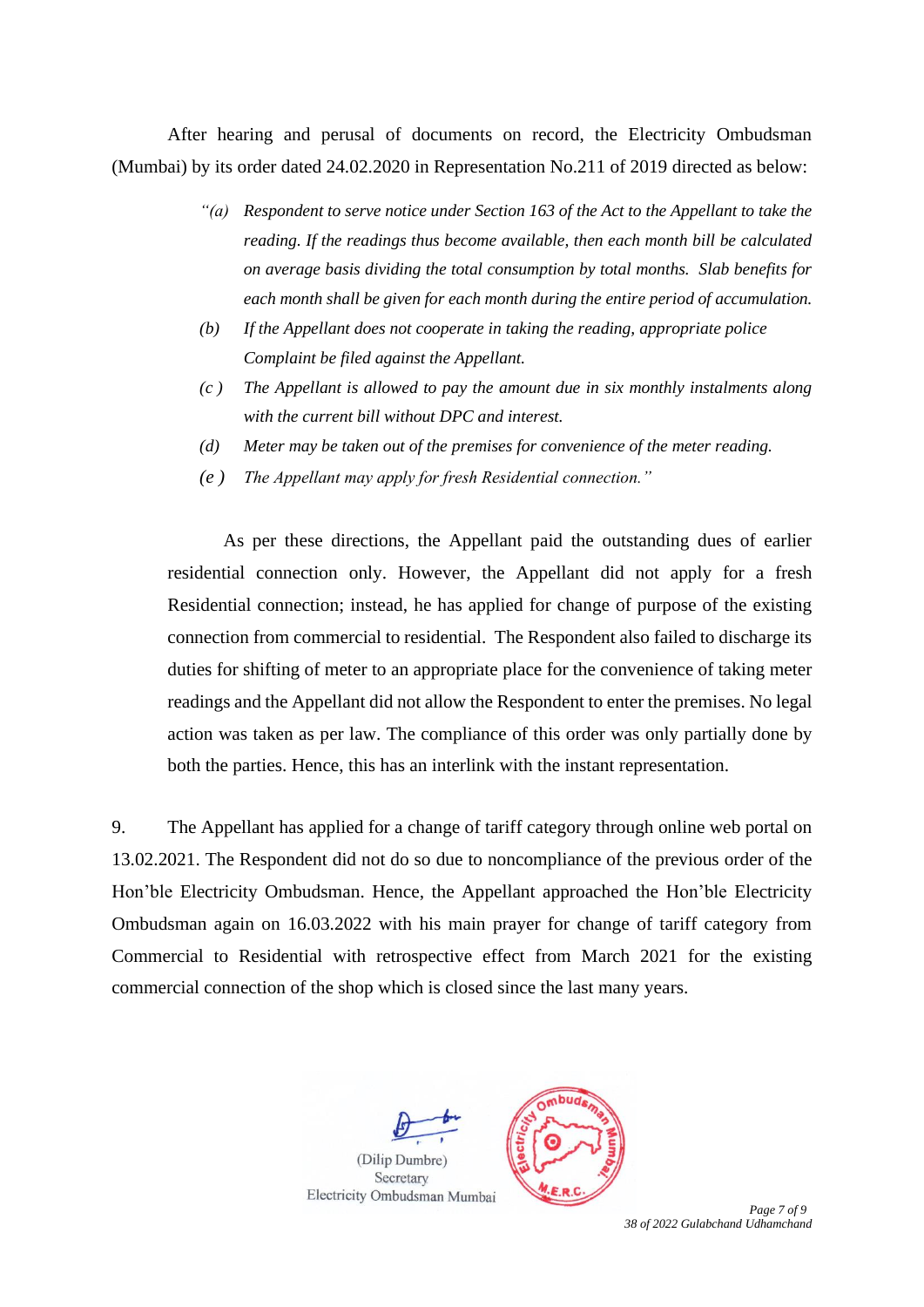After hearing and perusal of documents on record, the Electricity Ombudsman (Mumbai) by its order dated 24.02.2020 in Representation No.211 of 2019 directed as below:

> *"(a) Respondent to serve notice under Section 163 of the Act to the Appellant to take the reading. If the readings thus become available, then each month bill be calculated on average basis dividing the total consumption by total months. Slab benefits for each month shall be given for each month during the entire period of accumulation.*
>
> *(b) If the Appellant does not cooperate in taking the reading, appropriate police Complaint be filed against the Appellant.*
>
> *(c ) The Appellant is allowed to pay the amount due in six monthly instalments along with the current bill without DPC and interest.*
>
> *(d) Meter may be taken out of the premises for convenience of the meter reading.*
>
> *(e ) The Appellant may apply for fresh Residential connection."*

As per these directions, the Appellant paid the outstanding dues of earlier residential connection only. However, the Appellant did not apply for a fresh Residential connection; instead, he has applied for change of purpose of the existing connection from commercial to residential. The Respondent also failed to discharge its duties for shifting of meter to an appropriate place for the convenience of taking meter readings and the Appellant did not allow the Respondent to enter the premises. No legal action was taken as per law. The compliance of this order was only partially done by both the parties. Hence, this has an interlink with the instant representation.

9. The Appellant has applied for a change of tariff category through online web portal on 13.02.2021. The Respondent did not do so due to noncompliance of the previous order of the Hon'ble Electricity Ombudsman. Hence, the Appellant approached the Hon'ble Electricity Ombudsman again on 16.03.2022 with his main prayer for change of tariff category from Commercial to Residential with retrospective effect from March 2021 for the existing commercial connection of the shop which is closed since the last many years.

(Dilip Dumbre)
Secretary
Electricity Ombudsman Mumbai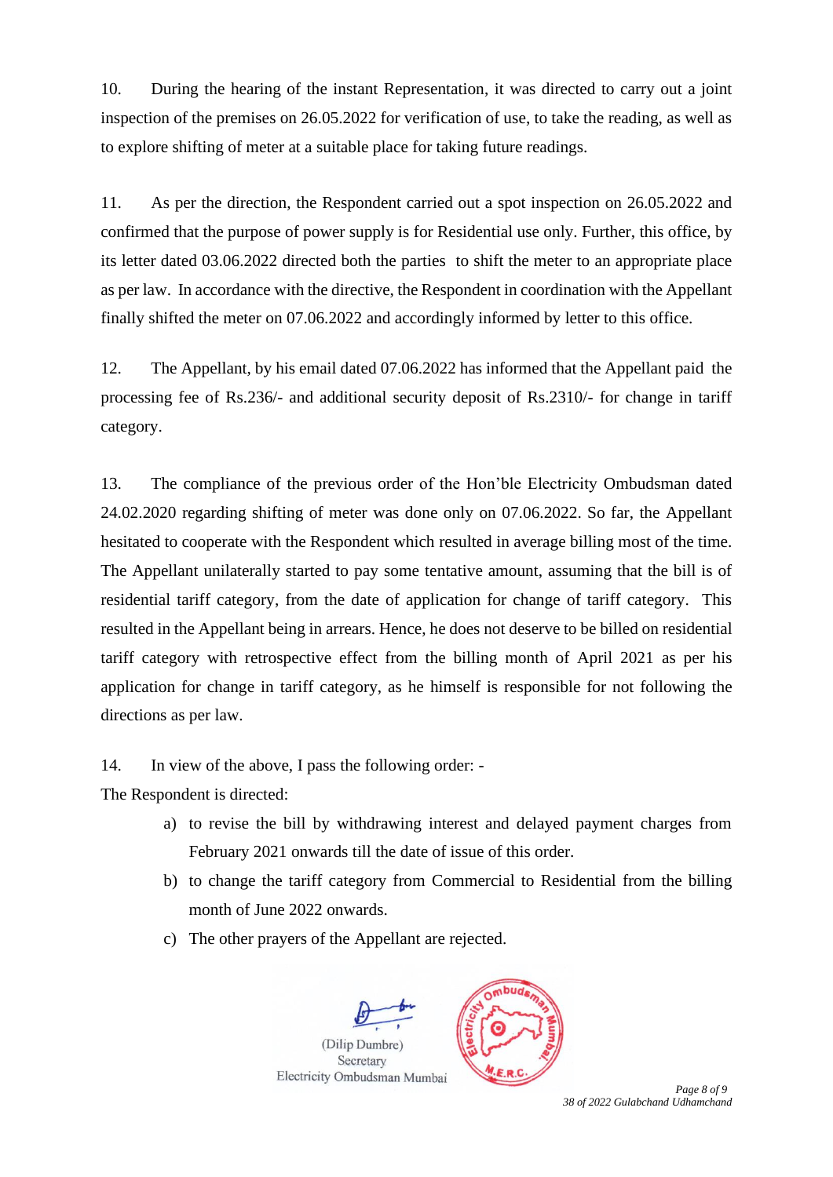10. During the hearing of the instant Representation, it was directed to carry out a joint inspection of the premises on 26.05.2022 for verification of use, to take the reading, as well as to explore shifting of meter at a suitable place for taking future readings.

11. As per the direction, the Respondent carried out a spot inspection on 26.05.2022 and confirmed that the purpose of power supply is for Residential use only. Further, this office, by its letter dated 03.06.2022 directed both the parties to shift the meter to an appropriate place as per law. In accordance with the directive, the Respondent in coordination with the Appellant finally shifted the meter on 07.06.2022 and accordingly informed by letter to this office.

12. The Appellant, by his email dated 07.06.2022 has informed that the Appellant paid the processing fee of Rs.236/- and additional security deposit of Rs.2310/- for change in tariff category.

13. The compliance of the previous order of the Hon'ble Electricity Ombudsman dated 24.02.2020 regarding shifting of meter was done only on 07.06.2022. So far, the Appellant hesitated to cooperate with the Respondent which resulted in average billing most of the time. The Appellant unilaterally started to pay some tentative amount, assuming that the bill is of residential tariff category, from the date of application for change of tariff category. This resulted in the Appellant being in arrears. Hence, he does not deserve to be billed on residential tariff category with retrospective effect from the billing month of April 2021 as per his application for change in tariff category, as he himself is responsible for not following the directions as per law.

14. In view of the above, I pass the following order: -

The Respondent is directed:

a) to revise the bill by withdrawing interest and delayed payment charges from February 2021 onwards till the date of issue of this order.
b) to change the tariff category from Commercial to Residential from the billing month of June 2022 onwards.
c) The other prayers of the Appellant are rejected.

(Dilip Dumbre)
Secretary
Electricity Ombudsman Mumbai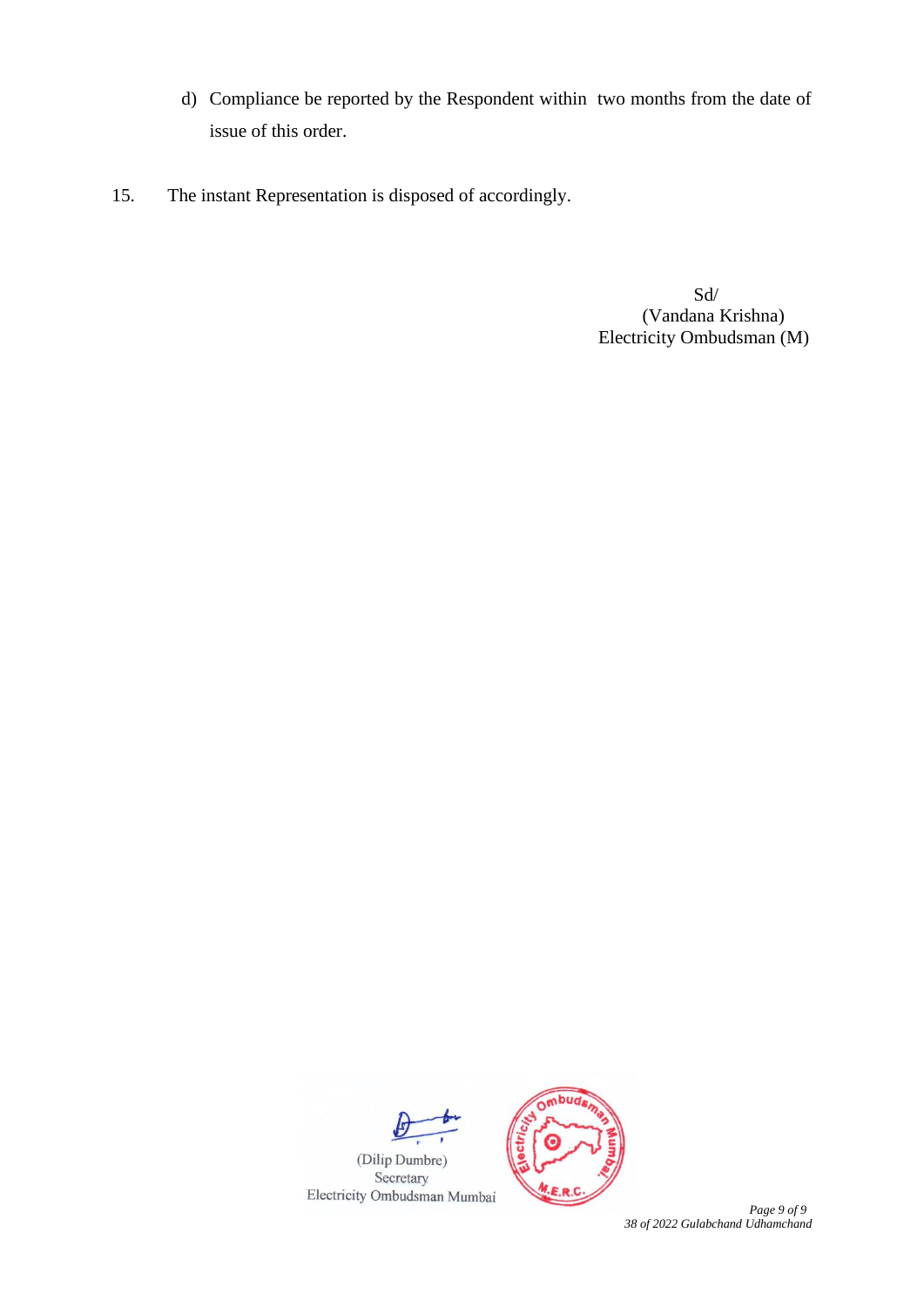d) Compliance be reported by the Respondent within two months from the date of issue of this order.

15. The instant Representation is disposed of accordingly.

Sd/
(Vandana Krishna)
Electricity Ombudsman (M)

(Dilip Dumbre)
Secretary
Electricity Ombudsman Mumbai